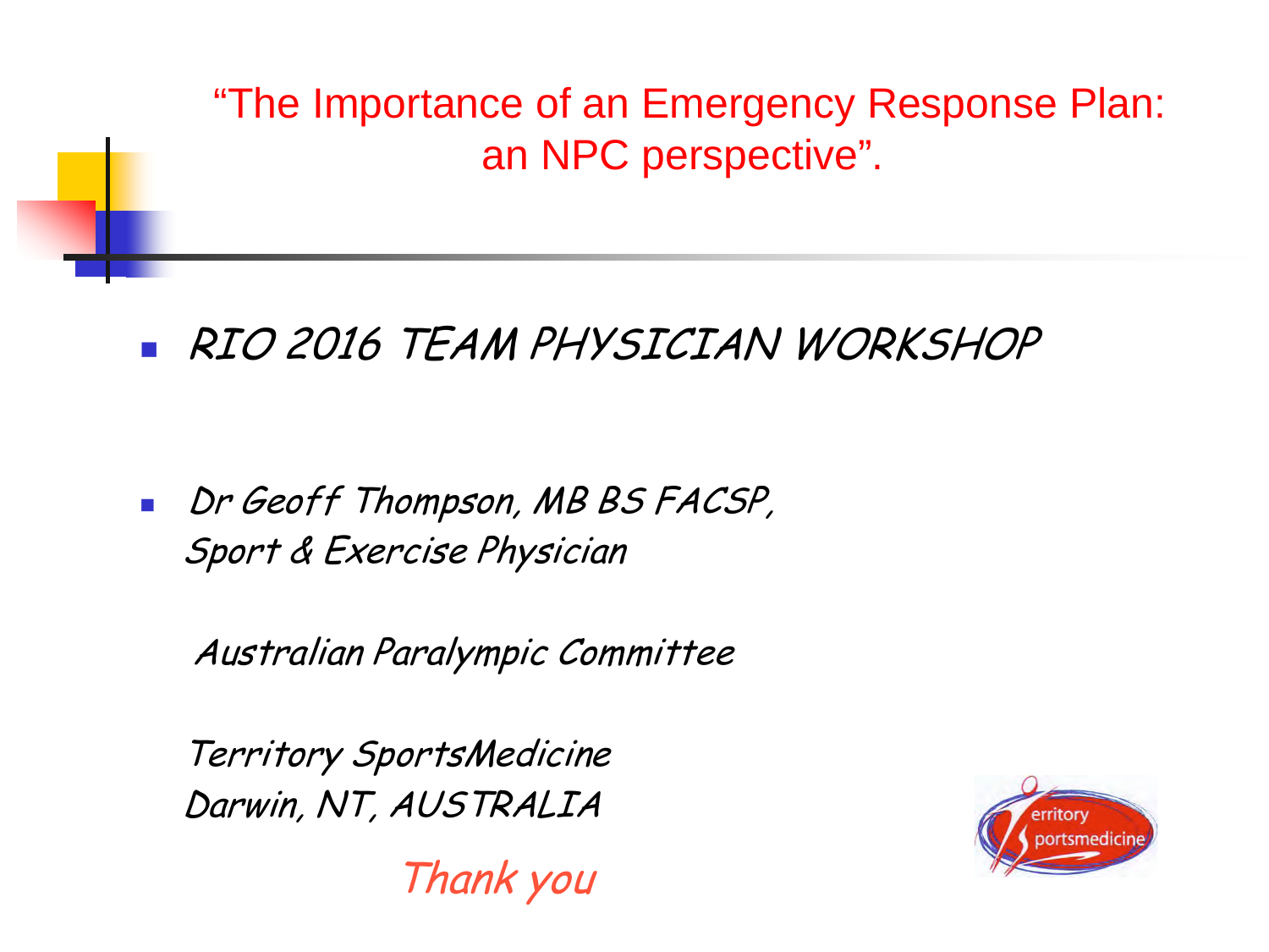# "The Importance of an Emergency Response Plan: an NPC perspective".

- *RIO 2016 TEAM PHYSICIAN WORKSHOP*

- *Dr Geoff Thompson, MB BS FACSP,*
  *Sport & Exercise Physician*

  *Australian Paralympic Committee*

  *Territory SportsMedicine*
  *Darwin, NT, AUSTRALIA*

*Thank you*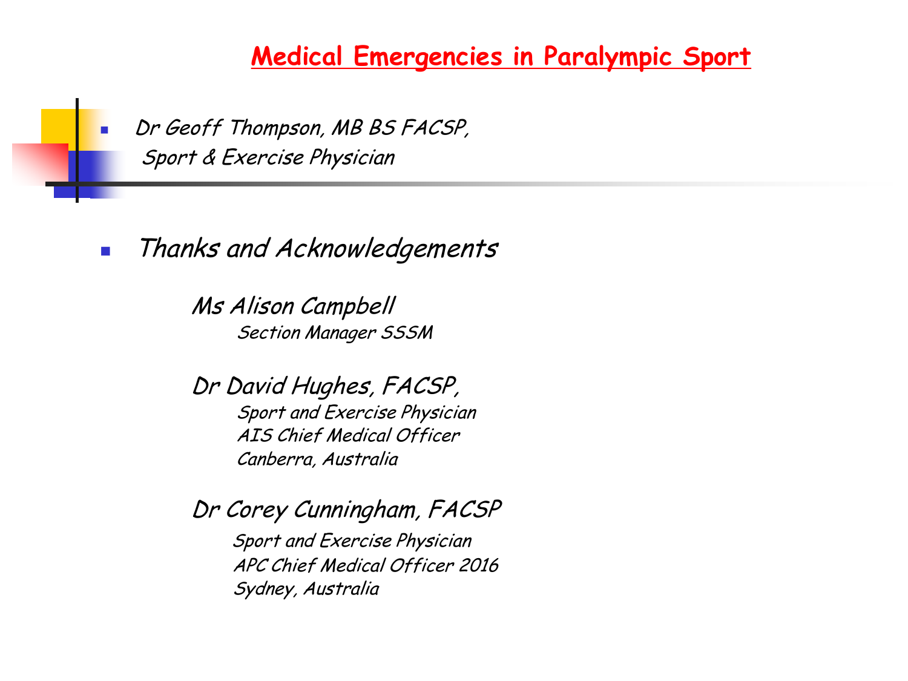# Medical Emergencies in Paralympic Sport

- *Dr Geoff Thompson, MB BS FACSP,*
  *Sport & Exercise Physician*

- *Thanks and Acknowledgements*

  *Ms Alison Campbell*
  *Section Manager SSSM*

  *Dr David Hughes, FACSP,*
  *Sport and Exercise Physician*
  *AIS Chief Medical Officer*
  *Canberra, Australia*

  *Dr Corey Cunningham, FACSP*
  *Sport and Exercise Physician*
  *APC Chief Medical Officer 2016*
  *Sydney, Australia*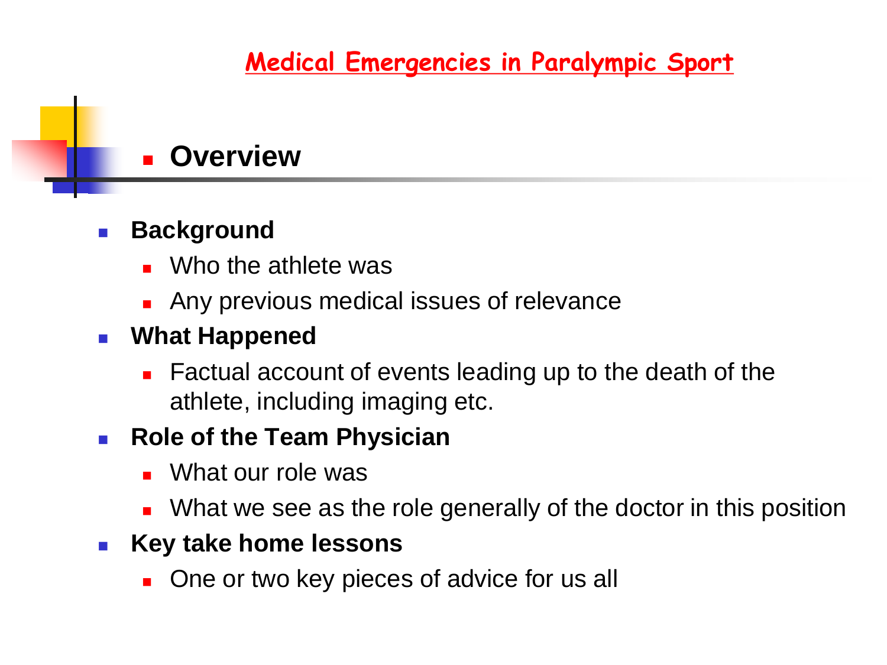# Medical Emergencies in Paralympic Sport

## Overview

- **Background**
  - Who the athlete was
  - Any previous medical issues of relevance
- **What Happened**
  - Factual account of events leading up to the death of the athlete, including imaging etc.
- **Role of the Team Physician**
  - What our role was
  - What we see as the role generally of the doctor in this position
- **Key take home lessons**
  - One or two key pieces of advice for us all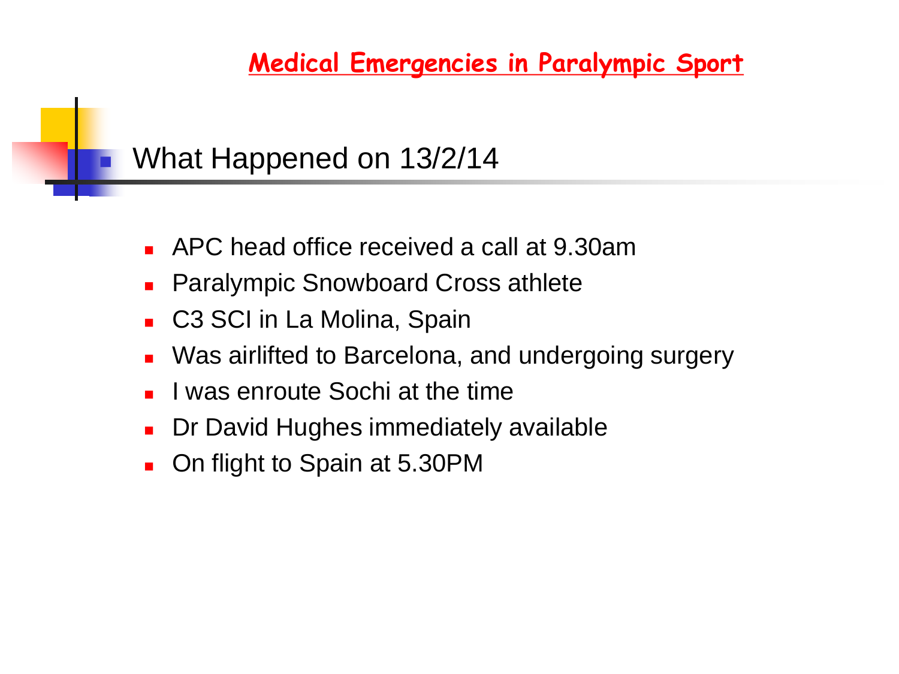## Medical Emergencies in Paralympic Sport

### What Happened on 13/2/14

- APC head office received a call at 9.30am
- Paralympic Snowboard Cross athlete
- C3 SCI in La Molina, Spain
- Was airlifted to Barcelona, and undergoing surgery
- I was enroute Sochi at the time
- Dr David Hughes immediately available
- On flight to Spain at 5.30PM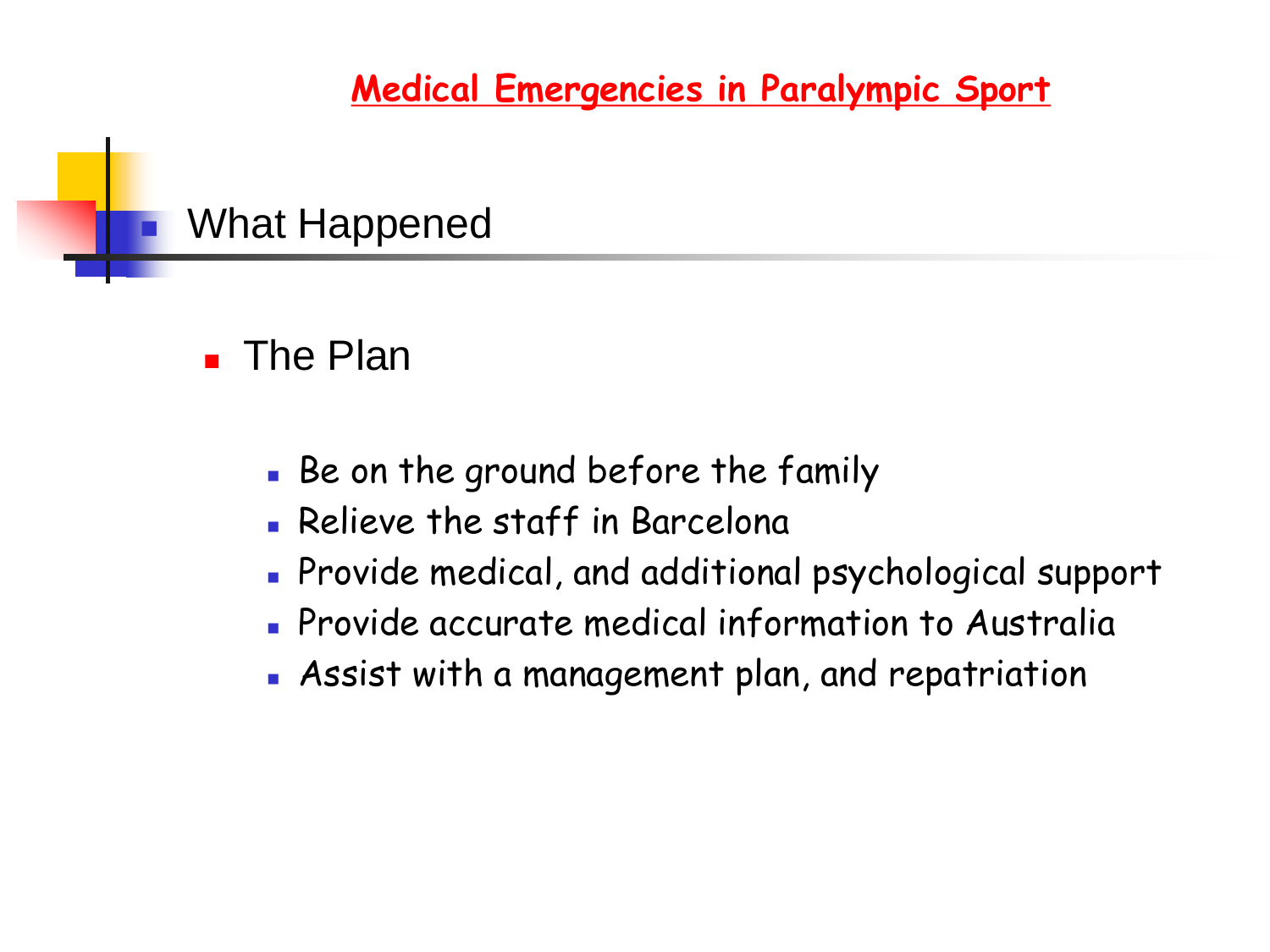**Medical Emergencies in Paralympic Sport**

## What Happened

- The Plan

  - Be on the ground before the family
  - Relieve the staff in Barcelona
  - Provide medical, and additional psychological support
  - Provide accurate medical information to Australia
  - Assist with a management plan, and repatriation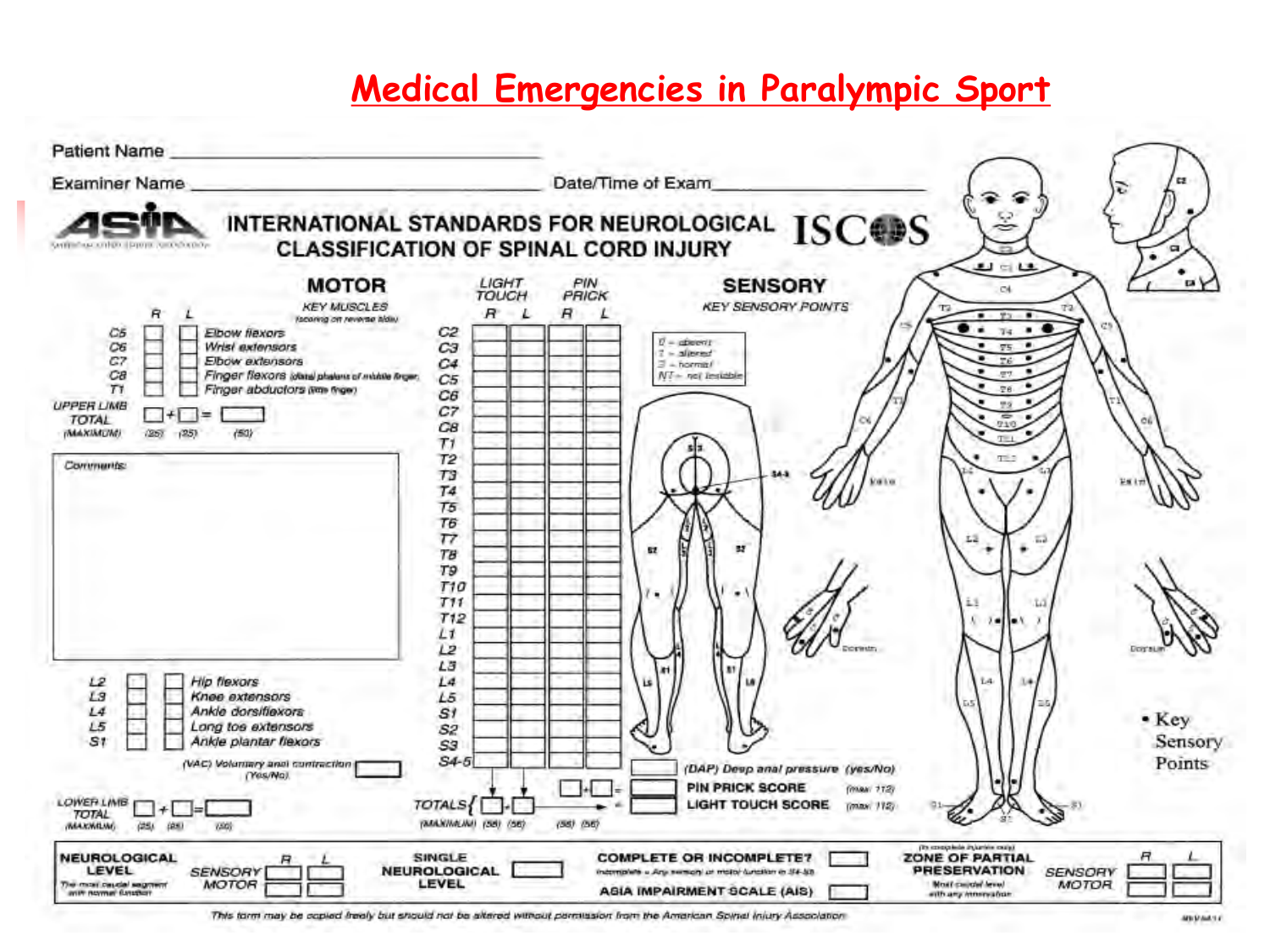# Medical Emergencies in Paralympic Sport

Patient Name ______________________

Examiner Name ______________________ Date/Time of Exam ______________________

**ASIA** — INTERNATIONAL STANDARDS FOR NEUROLOGICAL CLASSIFICATION OF SPINAL CORD INJURY — **ISCOS**

## MOTOR

KEY MUSCLES (scoring on reverse side)

| | R | L | |
|---|---|---|---|
| C5 | | | Elbow flexors |
| C6 | | | Wrist extensors |
| C7 | | | Elbow extensors |
| C8 | | | Finger flexors (distal phalanx of middle finger) |
| T1 | | | Finger abductors (little finger) |

UPPER LIMB TOTAL (MAXIMUM) ☐ (25) + ☐ (25) = ☐ (50)

Comments:

| | R | L | |
|---|---|---|---|
| L2 | | | Hip flexors |
| L3 | | | Knee extensors |
| L4 | | | Ankle dorsiflexors |
| L5 | | | Long toe extensors |
| S1 | | | Ankle plantar flexors |

(VAC) Voluntary anal contraction (Yes/No) ☐

LOWER LIMB TOTAL (MAXIMUM) ☐ (25) + ☐ (25) = ☐ (50)

## SENSORY

KEY SENSORY POINTS

| | LIGHT TOUCH R | LIGHT TOUCH L | PIN PRICK R | PIN PRICK L |
|---|---|---|---|---|
| C2 | | | | |
| C3 | | | | |
| C4 | | | | |
| C5 | | | | |
| C6 | | | | |
| C7 | | | | |
| C8 | | | | |
| T1 | | | | |
| T2 | | | | |
| T3 | | | | |
| T4 | | | | |
| T5 | | | | |
| T6 | | | | |
| T7 | | | | |
| T8 | | | | |
| T9 | | | | |
| T10 | | | | |
| T11 | | | | |
| T12 | | | | |
| L1 | | | | |
| L2 | | | | |
| L3 | | | | |
| L4 | | | | |
| L5 | | | | |
| S1 | | | | |
| S2 | | | | |
| S3 | | | | |
| S4-5 | | | | |
| TOTALS (MAXIMUM) | (56) | (56) | (56) | (56) |

0 = absent
1 = altered
2 = normal
NT = not testable

(DAP) Deep anal pressure (Yes/No) ☐

PIN PRICK SCORE (max: 112) ☐

LIGHT TOUCH SCORE (max: 112) ☐

- Key Sensory Points

| NEUROLOGICAL LEVEL (The most caudal segment with normal function) | R | L |
|---|---|---|
| SENSORY | | |
| MOTOR | | |

SINGLE NEUROLOGICAL LEVEL ☐

COMPLETE OR INCOMPLETE? ☐ (Incomplete = Any sensory or motor function in S4-S5)

ASIA IMPAIRMENT SCALE (AIS) ☐

| ZONE OF PARTIAL PRESERVATION (In complete injuries only) (Most caudal level with any innervation) | R | L |
|---|---|---|
| SENSORY | | |
| MOTOR | | |

This form may be copied freely but should not be altered without permission from the American Spinal Injury Association.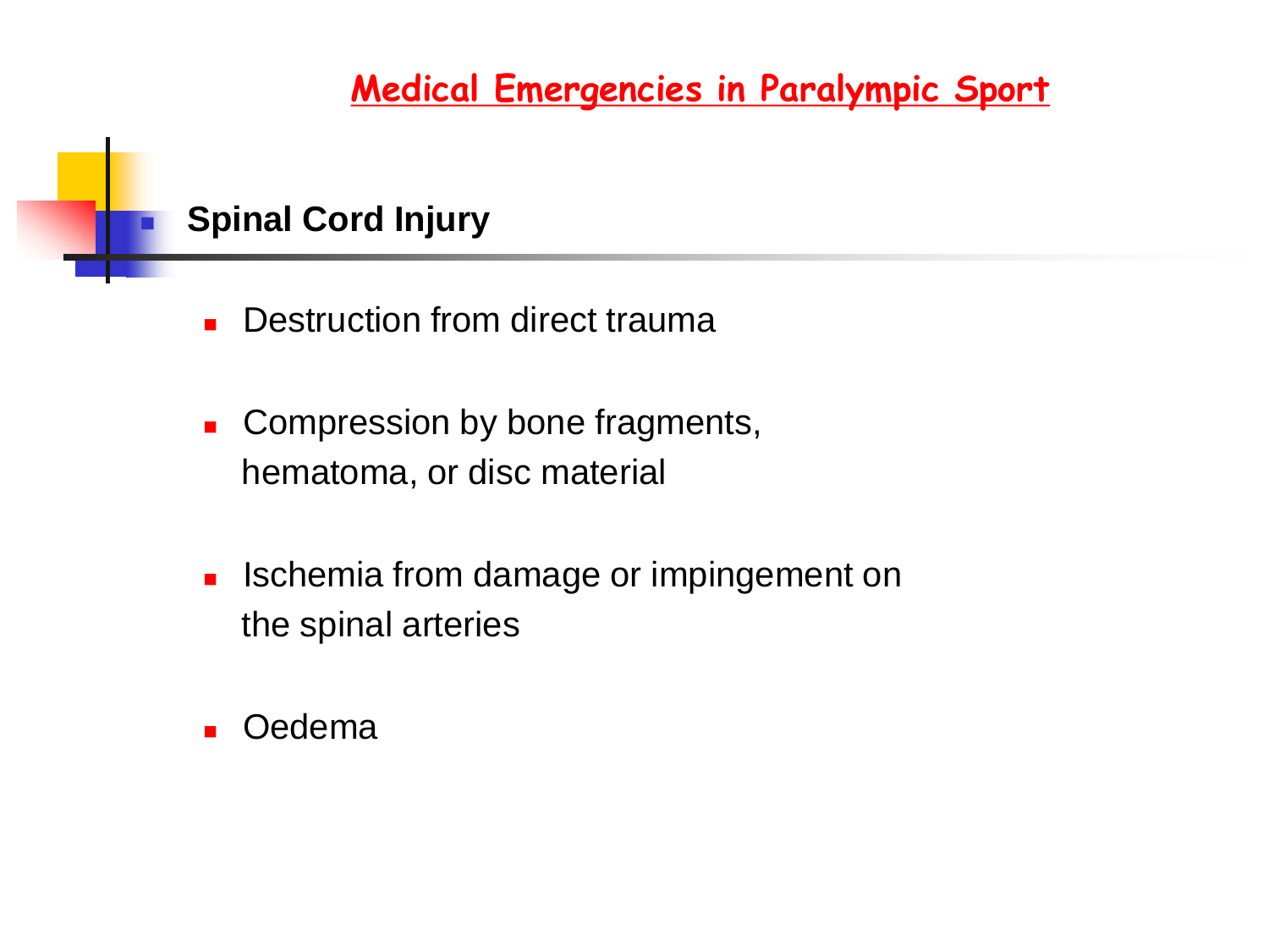# Medical Emergencies in Paralympic Sport

## Spinal Cord Injury

- Destruction from direct trauma
- Compression by bone fragments, hematoma, or disc material
- Ischemia from damage or impingement on the spinal arteries
- Oedema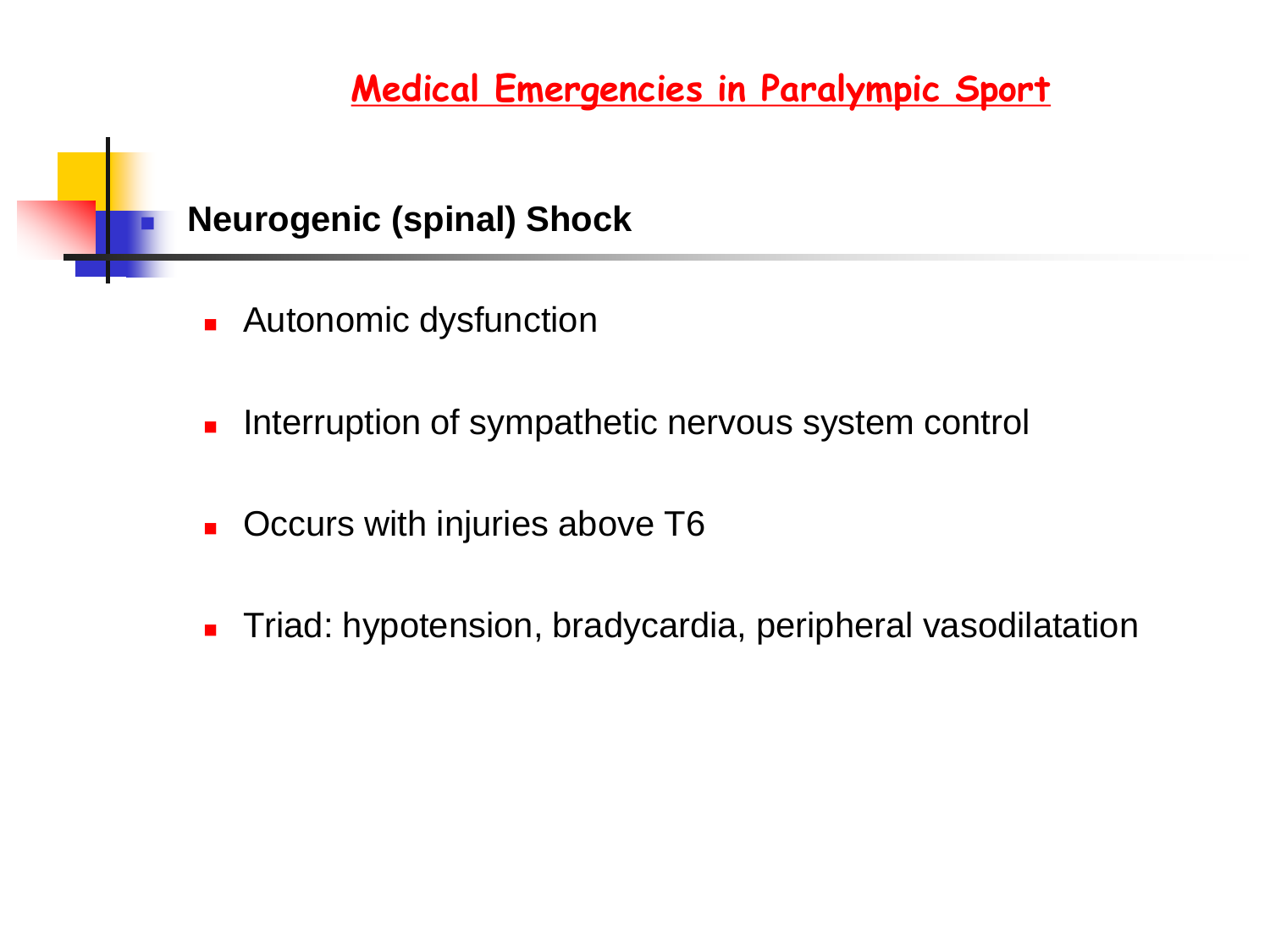# Medical Emergencies in Paralympic Sport

## Neurogenic (spinal) Shock

- Autonomic dysfunction
- Interruption of sympathetic nervous system control
- Occurs with injuries above T6
- Triad: hypotension, bradycardia, peripheral vasodilatation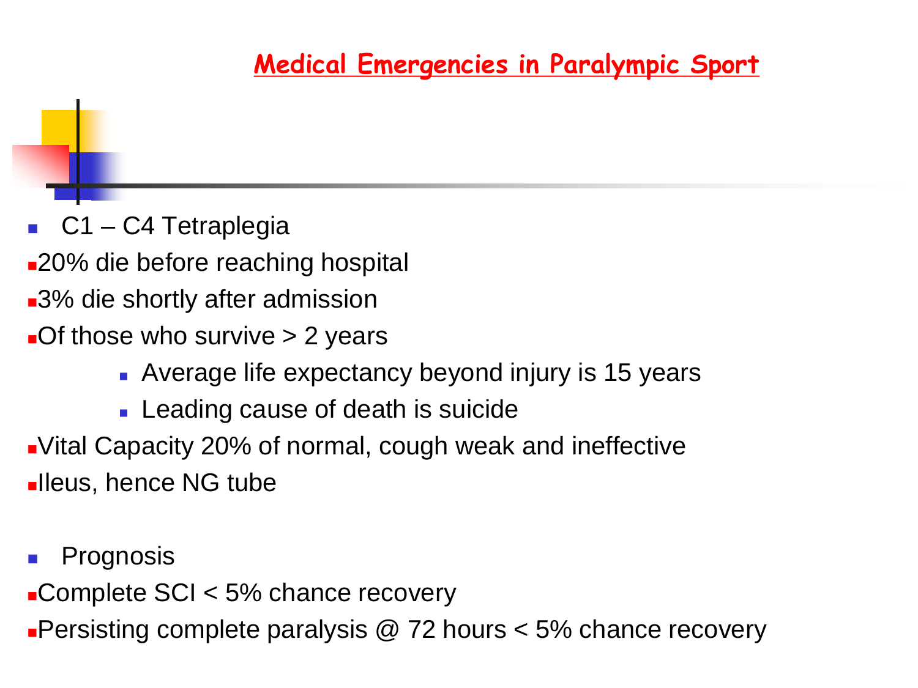## Medical Emergencies in Paralympic Sport

- C1 – C4 Tetraplegia
- 20% die before reaching hospital
- 3% die shortly after admission
- Of those who survive > 2 years
  - Average life expectancy beyond injury is 15 years
  - Leading cause of death is suicide
- Vital Capacity 20% of normal, cough weak and ineffective
- Ileus, hence NG tube

- Prognosis
- Complete SCI < 5% chance recovery
- Persisting complete paralysis @ 72 hours < 5% chance recovery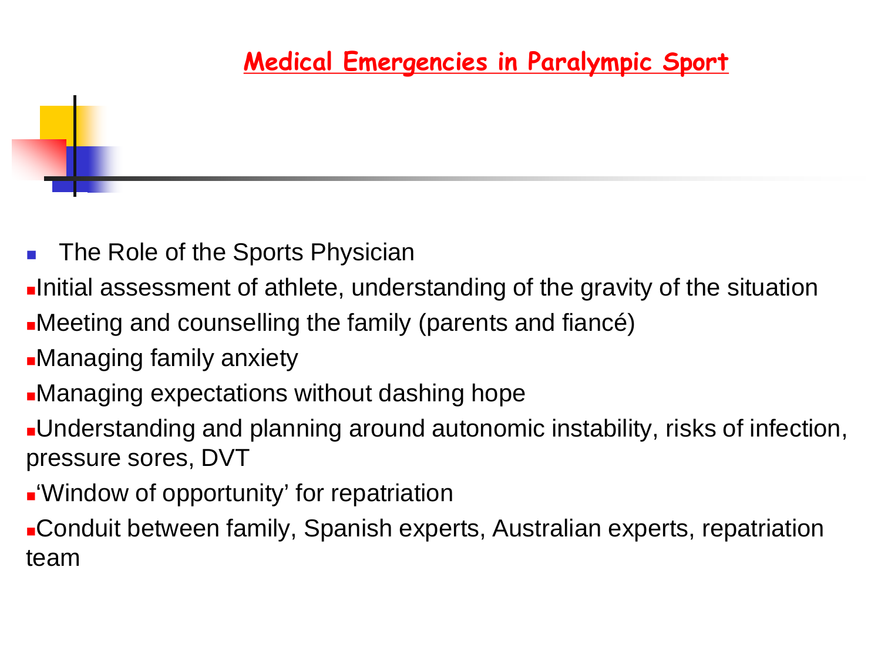# Medical Emergencies in Paralympic Sport

- The Role of the Sports Physician
- Initial assessment of athlete, understanding of the gravity of the situation
- Meeting and counselling the family (parents and fiancé)
- Managing family anxiety
- Managing expectations without dashing hope
- Understanding and planning around autonomic instability, risks of infection, pressure sores, DVT
- 'Window of opportunity' for repatriation
- Conduit between family, Spanish experts, Australian experts, repatriation team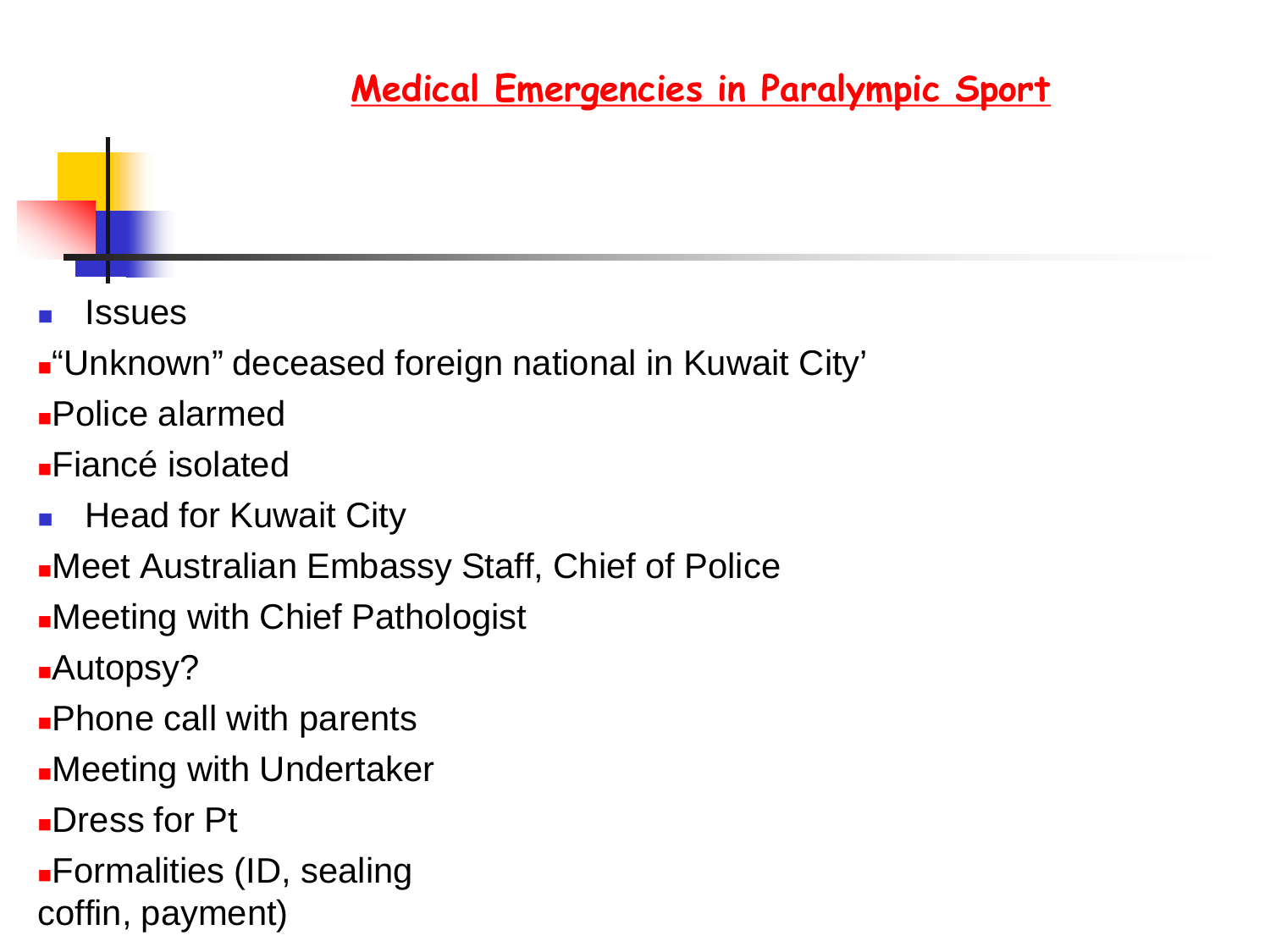## Medical Emergencies in Paralympic Sport

- Issues
  - "Unknown" deceased foreign national in Kuwait City'
  - Police alarmed
  - Fiancé isolated
- Head for Kuwait City
  - Meet Australian Embassy Staff, Chief of Police
  - Meeting with Chief Pathologist
  - Autopsy?
  - Phone call with parents
  - Meeting with Undertaker
  - Dress for Pt
  - Formalities (ID, sealing coffin, payment)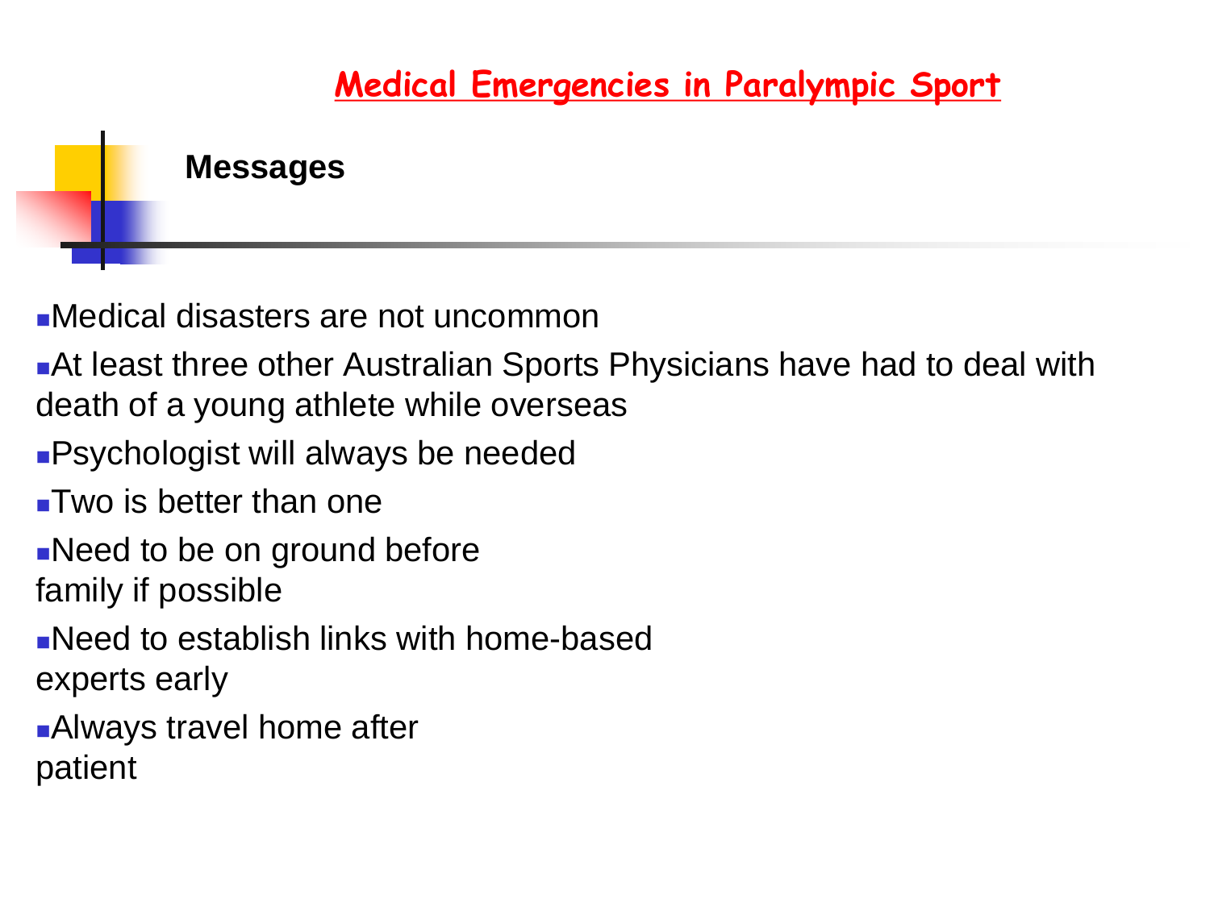# Medical Emergencies in Paralympic Sport

## Messages

- Medical disasters are not uncommon
- At least three other Australian Sports Physicians have had to deal with death of a young athlete while overseas
- Psychologist will always be needed
- Two is better than one
- Need to be on ground before family if possible
- Need to establish links with home-based experts early
- Always travel home after patient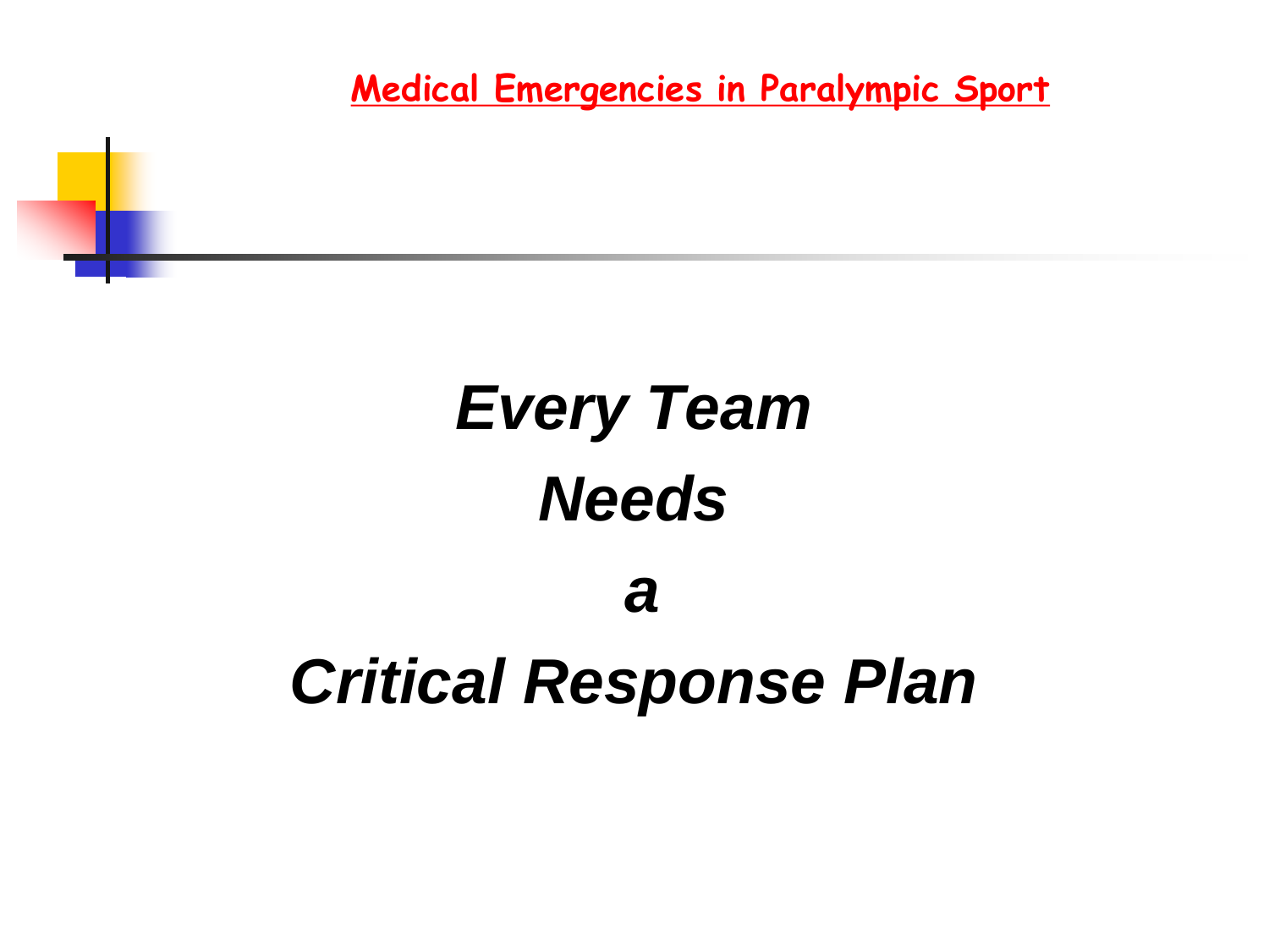Medical Emergencies in Paralympic Sport

***Every Team***

***Needs***

***a***

***Critical Response Plan***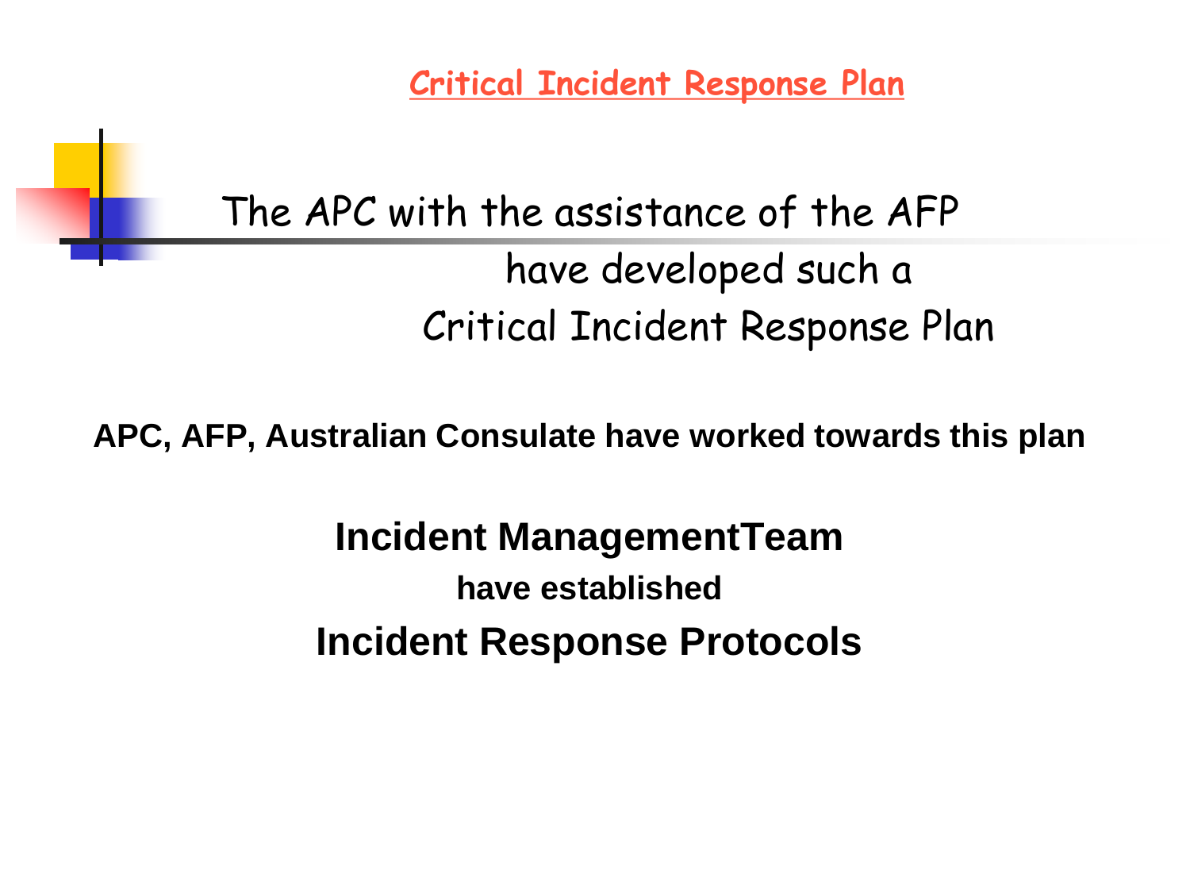# Critical Incident Response Plan

The APC with the assistance of the AFP have developed such a Critical Incident Response Plan

**APC, AFP, Australian Consulate have worked towards this plan**

**Incident ManagementTeam**

**have established**

**Incident Response Protocols**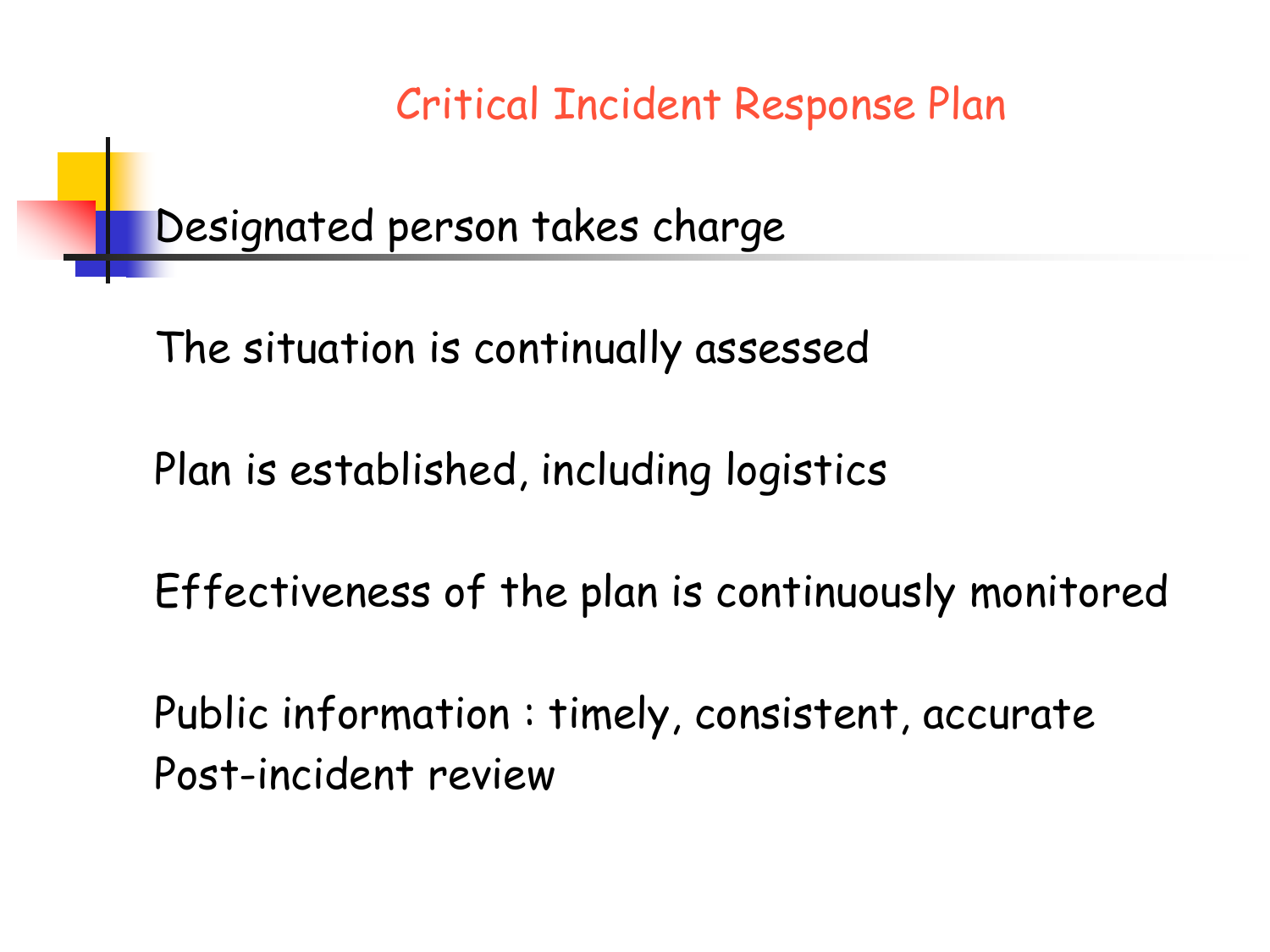# Critical Incident Response Plan

Designated person takes charge

The situation is continually assessed

Plan is established, including logistics

Effectiveness of the plan is continuously monitored

Public information : timely, consistent, accurate
Post-incident review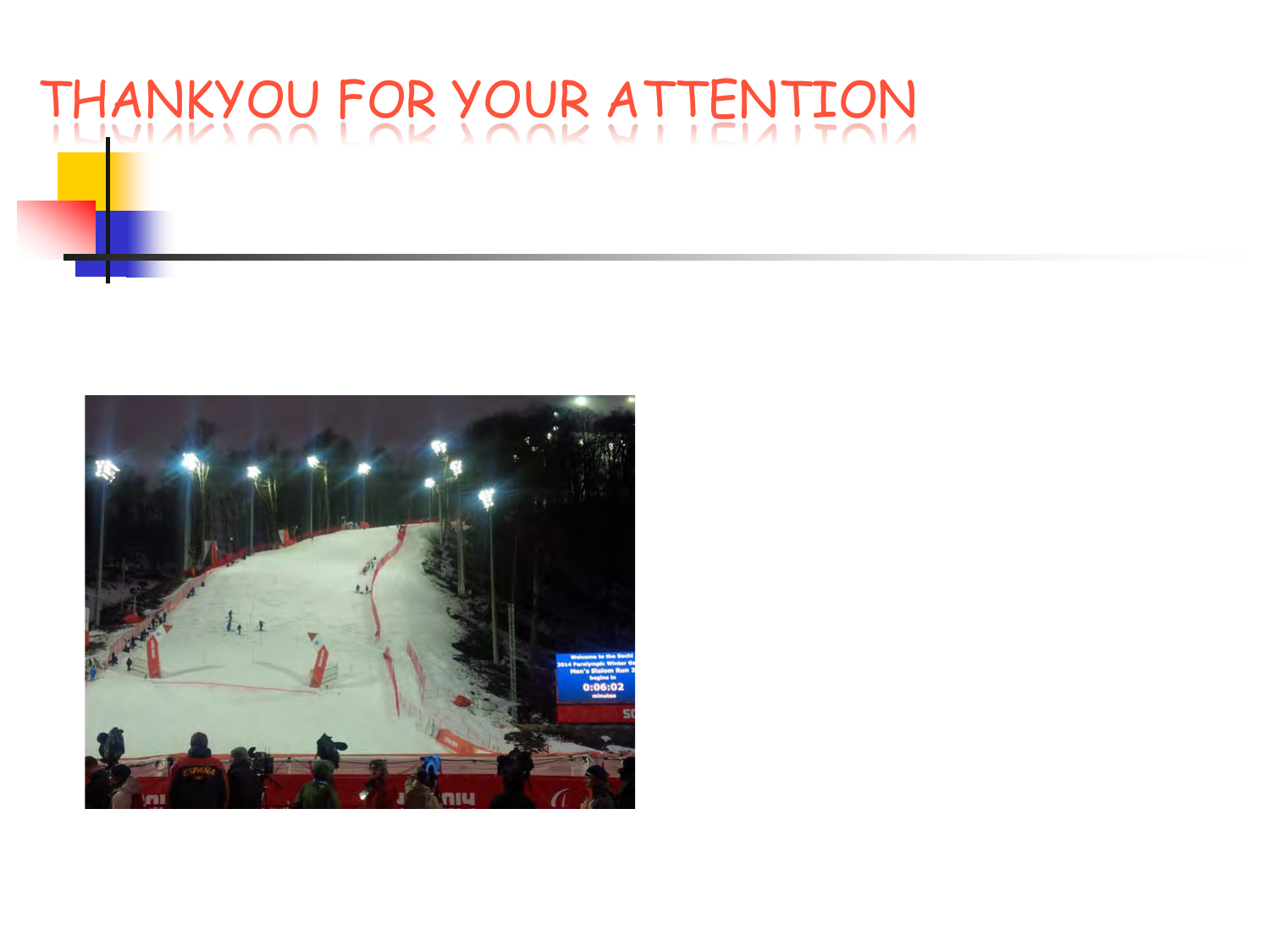# THANKYOU FOR YOUR ATTENTION